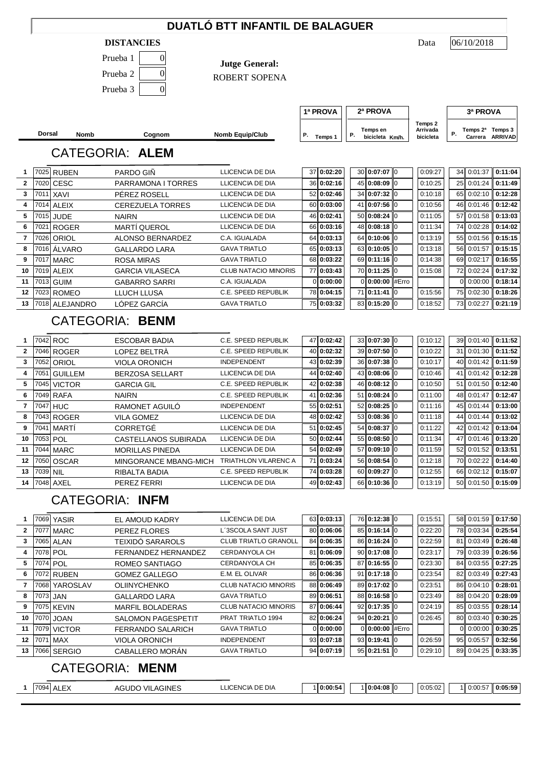# DUATLÓ BTT INFANTIL DE BALAGUER

**DISTANCIES**

Prueba 1 | 0
Prueba 2 | 0
Prueba 3 | 0

**Jutge General:**
ROBERT SOPENA

Data 06/10/2018

## CATEGORIA: **ALEM**

| | Dorsal | Nomb | Cognom | Nomb Equip/Club | 1ª PROVA P. | Temps 1 | 2ª PROVA P. | Temps en bicicleta | Km/h. | Temps 2 Arrivada bicicleta | 3ª PROVA P. | Temps 2ª Carrera | Temps 3 ARRIVAD |
|---|---|---|---|---|---|---|---|---|---|---|---|---|---|
| 1 | 7025 | RUBEN | PARDO GIÑ | LLICENCIA DE DIA | 37 | 0:02:20 | 30 | 0:07:07 | 0 | 0:09:27 | 34 | 0:01:37 | 0:11:04 |
| 2 | 7020 | CESC | PARRAMONA I TORRES | LLICENCIA DE DIA | 36 | 0:02:16 | 45 | 0:08:09 | 0 | 0:10:25 | 25 | 0:01:24 | 0:11:49 |
| 3 | 7011 | XAVI | PÉREZ ROSELL | LLICENCIA DE DIA | 52 | 0:02:46 | 34 | 0:07:32 | 0 | 0:10:18 | 65 | 0:02:10 | 0:12:28 |
| 4 | 7014 | ALEIX | CEREZUELA TORRES | LLICENCIA DE DIA | 60 | 0:03:00 | 41 | 0:07:56 | 0 | 0:10:56 | 46 | 0:01:46 | 0:12:42 |
| 5 | 7015 | JUDE | NAIRN | LLICENCIA DE DIA | 46 | 0:02:41 | 50 | 0:08:24 | 0 | 0:11:05 | 57 | 0:01:58 | 0:13:03 |
| 6 | 7021 | ROGER | MARTÍ QUEROL | LLICENCIA DE DIA | 66 | 0:03:16 | 48 | 0:08:18 | 0 | 0:11:34 | 74 | 0:02:28 | 0:14:02 |
| 7 | 7026 | ORIOL | ALONSO BERNARDEZ | C.A. IGUALADA | 64 | 0:03:13 | 64 | 0:10:06 | 0 | 0:13:19 | 55 | 0:01:56 | 0:15:15 |
| 8 | 7016 | ÁLVARO | GALLARDO LARA | GAVA TRIATLO | 65 | 0:03:13 | 63 | 0:10:05 | 0 | 0:13:18 | 56 | 0:01:57 | 0:15:15 |
| 9 | 7017 | MARC | ROSA MIRAS | GAVA TRIATLO | 68 | 0:03:22 | 69 | 0:11:16 | 0 | 0:14:38 | 69 | 0:02:17 | 0:16:55 |
| 10 | 7019 | ALEIX | GARCIA VILASECA | CLUB NATACIO MINORIS | 77 | 0:03:43 | 70 | 0:11:25 | 0 | 0:15:08 | 72 | 0:02:24 | 0:17:32 |
| 11 | 7013 | GUIM | GABARRO SARRI | C.A. IGUALADA | 0 | 0:00:00 | 0 | 0:00:00 | #Erro | | 0 | 0:00:00 | 0:18:14 |
| 12 | 7023 | ROMEO | LLUCH LLUSA | C.E. SPEED REPUBLIK | 78 | 0:04:15 | 71 | 0:11:41 | 0 | 0:15:56 | 75 | 0:02:30 | 0:18:26 |
| 13 | 7018 | ALEJANDRO | LÓPEZ GARCÍA | GAVA TRIATLO | 75 | 0:03:32 | 83 | 0:15:20 | 0 | 0:18:52 | 73 | 0:02:27 | 0:21:19 |

## CATEGORIA: **BENM**

| | Dorsal | Nomb | Cognom | Nomb Equip/Club | 1ª PROVA P. | Temps 1 | 2ª PROVA P. | Temps en bicicleta | Km/h. | Temps 2 Arrivada bicicleta | 3ª PROVA P. | Temps 2ª Carrera | Temps 3 ARRIVAD |
|---|---|---|---|---|---|---|---|---|---|---|---|---|---|
| 1 | 7042 | ROC | ESCOBAR BADIA | C.E. SPEED REPUBLIK | 47 | 0:02:42 | 33 | 0:07:30 | 0 | 0:10:12 | 39 | 0:01:40 | 0:11:52 |
| 2 | 7046 | ROGER | LOPEZ BELTRÀ | C.E. SPEED REPUBLIK | 40 | 0:02:32 | 39 | 0:07:50 | 0 | 0:10:22 | 31 | 0:01:30 | 0:11:52 |
| 3 | 7052 | ORIOL | VIOLA ORONICH | INDEPENDENT | 43 | 0:02:39 | 36 | 0:07:38 | 0 | 0:10:17 | 40 | 0:01:42 | 0:11:59 |
| 4 | 7051 | GUILLEM | BERZOSA SELLART | LLICENCIA DE DIA | 44 | 0:02:40 | 43 | 0:08:06 | 0 | 0:10:46 | 41 | 0:01:42 | 0:12:28 |
| 5 | 7045 | VICTOR | GARCIA GIL | C.E. SPEED REPUBLIK | 42 | 0:02:38 | 46 | 0:08:12 | 0 | 0:10:50 | 51 | 0:01:50 | 0:12:40 |
| 6 | 7049 | RAFA | NAIRN | C.E. SPEED REPUBLIK | 41 | 0:02:36 | 51 | 0:08:24 | 0 | 0:11:00 | 48 | 0:01:47 | 0:12:47 |
| 7 | 7047 | HUC | RAMONET AGUILÓ | INDEPENDENT | 55 | 0:02:51 | 52 | 0:08:25 | 0 | 0:11:16 | 45 | 0:01:44 | 0:13:00 |
| 8 | 7043 | ROGER | VILA GOMEZ | LLICENCIA DE DIA | 48 | 0:02:42 | 53 | 0:08:36 | 0 | 0:11:18 | 44 | 0:01:44 | 0:13:02 |
| 9 | 7041 | MARTÍ | CORRETGÉ | LLICENCIA DE DIA | 51 | 0:02:45 | 54 | 0:08:37 | 0 | 0:11:22 | 42 | 0:01:42 | 0:13:04 |
| 10 | 7053 | POL | CASTELLANOS SUBIRADA | LLICENCIA DE DIA | 50 | 0:02:44 | 55 | 0:08:50 | 0 | 0:11:34 | 47 | 0:01:46 | 0:13:20 |
| 11 | 7044 | MARC | MORILLAS PINEDA | LLICENCIA DE DIA | 54 | 0:02:49 | 57 | 0:09:10 | 0 | 0:11:59 | 52 | 0:01:52 | 0:13:51 |
| 12 | 7050 | OSCAR | MINGORANCE MBANG-MICH | TRIATHLON VILARENC A | 71 | 0:03:24 | 56 | 0:08:54 | 0 | 0:12:18 | 70 | 0:02:22 | 0:14:40 |
| 13 | 7039 | NIL | RIBALTA BADIA | C.E. SPEED REPUBLIK | 74 | 0:03:28 | 60 | 0:09:27 | 0 | 0:12:55 | 66 | 0:02:12 | 0:15:07 |
| 14 | 7048 | AXEL | PEREZ FERRI | LLICENCIA DE DIA | 49 | 0:02:43 | 66 | 0:10:36 | 0 | 0:13:19 | 50 | 0:01:50 | 0:15:09 |

## CATEGORIA: **INFM**

| | Dorsal | Nomb | Cognom | Nomb Equip/Club | 1ª PROVA P. | Temps 1 | 2ª PROVA P. | Temps en bicicleta | Km/h. | Temps 2 Arrivada bicicleta | 3ª PROVA P. | Temps 2ª Carrera | Temps 3 ARRIVAD |
|---|---|---|---|---|---|---|---|---|---|---|---|---|---|
| 1 | 7069 | YASIR | EL AMOUD KADRY | LLICENCIA DE DIA | 63 | 0:03:13 | 76 | 0:12:38 | 0 | 0:15:51 | 58 | 0:01:59 | 0:17:50 |
| 2 | 7077 | MARC | PEREZ FLORES | L´3SCOLA SANT JUST | 80 | 0:06:06 | 85 | 0:16:14 | 0 | 0:22:20 | 78 | 0:03:34 | 0:25:54 |
| 3 | 7065 | ALAN | TEIXIDÓ SARAROLS | CLUB TRIATLO GRANOLL | 84 | 0:06:35 | 86 | 0:16:24 | 0 | 0:22:59 | 81 | 0:03:49 | 0:26:48 |
| 4 | 7078 | POL | FERNANDEZ HERNANDEZ | CERDANYOLA CH | 81 | 0:06:09 | 90 | 0:17:08 | 0 | 0:23:17 | 79 | 0:03:39 | 0:26:56 |
| 5 | 7074 | POL | ROMEO SANTIAGO | CERDANYOLA CH | 85 | 0:06:35 | 87 | 0:16:55 | 0 | 0:23:30 | 84 | 0:03:55 | 0:27:25 |
| 6 | 7072 | RUBEN | GOMEZ GALLEGO | E.M. EL OLIVAR | 86 | 0:06:36 | 91 | 0:17:18 | 0 | 0:23:54 | 82 | 0:03:49 | 0:27:43 |
| 7 | 7068 | YAROSLAV | OLIINYCHENKO | CLUB NATACIO MINORIS | 88 | 0:06:49 | 89 | 0:17:02 | 0 | 0:23:51 | 86 | 0:04:10 | 0:28:01 |
| 8 | 7073 | JAN | GALLARDO LARA | GAVA TRIATLO | 89 | 0:06:51 | 88 | 0:16:58 | 0 | 0:23:49 | 88 | 0:04:20 | 0:28:09 |
| 9 | 7075 | KEVIN | MARFIL BOLADERAS | CLUB NATACIO MINORIS | 87 | 0:06:44 | 92 | 0:17:35 | 0 | 0:24:19 | 85 | 0:03:55 | 0:28:14 |
| 10 | 7070 | JOAN | SALOMON PAGESPETIT | PRAT TRIATLO 1994 | 82 | 0:06:24 | 94 | 0:20:21 | 0 | 0:26:45 | 80 | 0:03:40 | 0:30:25 |
| 11 | 7079 | VICTOR | FERRANDO SALARICH | GAVA TRIATLO | 0 | 0:00:00 | 0 | 0:00:00 | #Erro | | 0 | 0:00:00 | 0:30:25 |
| 12 | 7071 | MAX | VIOLA ORONICH | INDEPENDENT | 93 | 0:07:18 | 93 | 0:19:41 | 0 | 0:26:59 | 95 | 0:05:57 | 0:32:56 |
| 13 | 7066 | SERGIO | CABALLERO MORÁN | GAVA TRIATLO | 94 | 0:07:19 | 95 | 0:21:51 | 0 | 0:29:10 | 89 | 0:04:25 | 0:33:35 |

## CATEGORIA: **MENM**

| | Dorsal | Nomb | Cognom | Nomb Equip/Club | 1ª PROVA P. | Temps 1 | 2ª PROVA P. | Temps en bicicleta | Km/h. | Temps 2 Arrivada bicicleta | 3ª PROVA P. | Temps 2ª Carrera | Temps 3 ARRIVAD |
|---|---|---|---|---|---|---|---|---|---|---|---|---|---|
| 1 | 7094 | ALEX | AGUDO VILAGINES | LLICENCIA DE DIA | 1 | 0:00:54 | 1 | 0:04:08 | 0 | 0:05:02 | 1 | 0:00:57 | 0:05:59 |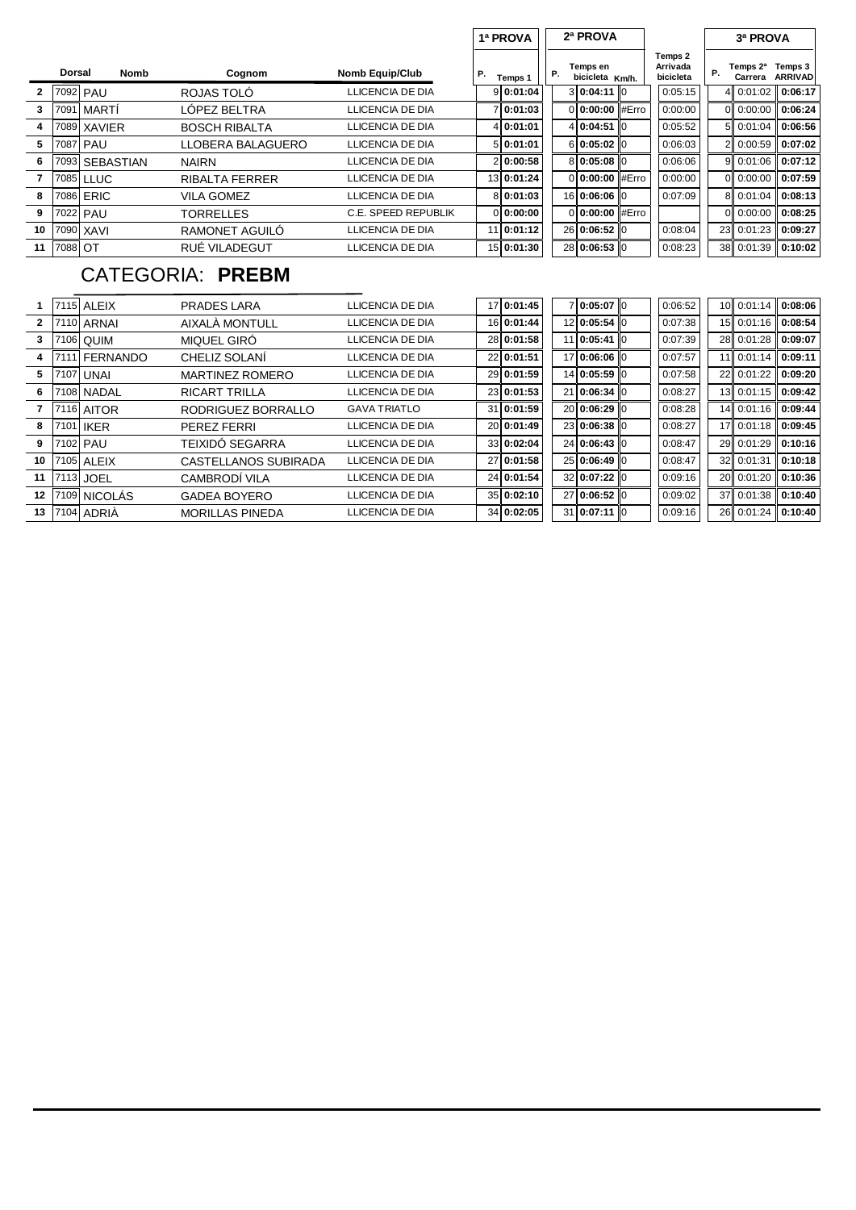| | Dorsal | Nomb | Cognom | Nomb Equip/Club | 1ª PROVA | | 2ª PROVA | | | | 3ª PROVA | | |
|---|---|---|---|---|---|---|---|---|---|---|---|---|---|
| | | | | | P. | Temps 1 | P. | Temps en bicicleta | Km/h. | Temps 2 Arrivada bicicleta | P. | Temps 2ª Carrera | Temps 3 ARRIVAD |
| 2 | 7092 | PAU | ROJAS TOLÓ | LLICENCIA DE DIA | 9 | 0:01:04 | 3 | 0:04:11 | 0 | 0:05:15 | 4 | 0:01:02 | 0:06:17 |
| 3 | 7091 | MARTÍ | LÓPEZ BELTRA | LLICENCIA DE DIA | 7 | 0:01:03 | 0 | 0:00:00 | #Erro | 0:00:00 | 0 | 0:00:00 | 0:06:24 |
| 4 | 7089 | XAVIER | BOSCH RIBALTA | LLICENCIA DE DIA | 4 | 0:01:01 | 4 | 0:04:51 | 0 | 0:05:52 | 5 | 0:01:04 | 0:06:56 |
| 5 | 7087 | PAU | LLOBERA BALAGUERO | LLICENCIA DE DIA | 5 | 0:01:01 | 6 | 0:05:02 | 0 | 0:06:03 | 2 | 0:00:59 | 0:07:02 |
| 6 | 7093 | SEBASTIAN | NAIRN | LLICENCIA DE DIA | 2 | 0:00:58 | 8 | 0:05:08 | 0 | 0:06:06 | 9 | 0:01:06 | 0:07:12 |
| 7 | 7085 | LLUC | RIBALTA FERRER | LLICENCIA DE DIA | 13 | 0:01:24 | 0 | 0:00:00 | #Erro | 0:00:00 | 0 | 0:00:00 | 0:07:59 |
| 8 | 7086 | ERIC | VILA GOMEZ | LLICENCIA DE DIA | 8 | 0:01:03 | 16 | 0:06:06 | 0 | 0:07:09 | 8 | 0:01:04 | 0:08:13 |
| 9 | 7022 | PAU | TORRELLES | C.E. SPEED REPUBLIK | 0 | 0:00:00 | 0 | 0:00:00 | #Erro | | 0 | 0:00:00 | 0:08:25 |
| 10 | 7090 | XAVI | RAMONET AGUILÓ | LLICENCIA DE DIA | 11 | 0:01:12 | 26 | 0:06:52 | 0 | 0:08:04 | 23 | 0:01:23 | 0:09:27 |
| 11 | 7088 | OT | RUÉ VILADEGUT | LLICENCIA DE DIA | 15 | 0:01:30 | 28 | 0:06:53 | 0 | 0:08:23 | 38 | 0:01:39 | 0:10:02 |

## CATEGORIA: **PREBM**

| | Dorsal | Nomb | Cognom | Nomb Equip/Club | P. | Temps 1 | P. | Temps en bicicleta | Km/h. | Temps 2 Arrivada bicicleta | P. | Temps 2ª Carrera | Temps 3 ARRIVAD |
|---|---|---|---|---|---|---|---|---|---|---|---|---|---|
| 1 | 7115 | ALEIX | PRADES LARA | LLICENCIA DE DIA | 17 | 0:01:45 | 7 | 0:05:07 | 0 | 0:06:52 | 10 | 0:01:14 | 0:08:06 |
| 2 | 7110 | ARNAI | AIXALÀ MONTULL | LLICENCIA DE DIA | 16 | 0:01:44 | 12 | 0:05:54 | 0 | 0:07:38 | 15 | 0:01:16 | 0:08:54 |
| 3 | 7106 | QUIM | MIQUEL GIRÓ | LLICENCIA DE DIA | 28 | 0:01:58 | 11 | 0:05:41 | 0 | 0:07:39 | 28 | 0:01:28 | 0:09:07 |
| 4 | 7111 | FERNANDO | CHELIZ SOLANÍ | LLICENCIA DE DIA | 22 | 0:01:51 | 17 | 0:06:06 | 0 | 0:07:57 | 11 | 0:01:14 | 0:09:11 |
| 5 | 7107 | UNAI | MARTINEZ ROMERO | LLICENCIA DE DIA | 29 | 0:01:59 | 14 | 0:05:59 | 0 | 0:07:58 | 22 | 0:01:22 | 0:09:20 |
| 6 | 7108 | NADAL | RICART TRILLA | LLICENCIA DE DIA | 23 | 0:01:53 | 21 | 0:06:34 | 0 | 0:08:27 | 13 | 0:01:15 | 0:09:42 |
| 7 | 7116 | AITOR | RODRIGUEZ BORRALLO | GAVA TRIATLO | 31 | 0:01:59 | 20 | 0:06:29 | 0 | 0:08:28 | 14 | 0:01:16 | 0:09:44 |
| 8 | 7101 | IKER | PEREZ FERRI | LLICENCIA DE DIA | 20 | 0:01:49 | 23 | 0:06:38 | 0 | 0:08:27 | 17 | 0:01:18 | 0:09:45 |
| 9 | 7102 | PAU | TEIXIDÓ SEGARRA | LLICENCIA DE DIA | 33 | 0:02:04 | 24 | 0:06:43 | 0 | 0:08:47 | 29 | 0:01:29 | 0:10:16 |
| 10 | 7105 | ALEIX | CASTELLANOS SUBIRADA | LLICENCIA DE DIA | 27 | 0:01:58 | 25 | 0:06:49 | 0 | 0:08:47 | 32 | 0:01:31 | 0:10:18 |
| 11 | 7113 | JOEL | CAMBRODÍ VILA | LLICENCIA DE DIA | 24 | 0:01:54 | 32 | 0:07:22 | 0 | 0:09:16 | 20 | 0:01:20 | 0:10:36 |
| 12 | 7109 | NICOLÁS | GADEA BOYERO | LLICENCIA DE DIA | 35 | 0:02:10 | 27 | 0:06:52 | 0 | 0:09:02 | 37 | 0:01:38 | 0:10:40 |
| 13 | 7104 | ADRIÀ | MORILLAS PINEDA | LLICENCIA DE DIA | 34 | 0:02:05 | 31 | 0:07:11 | 0 | 0:09:16 | 26 | 0:01:24 | 0:10:40 |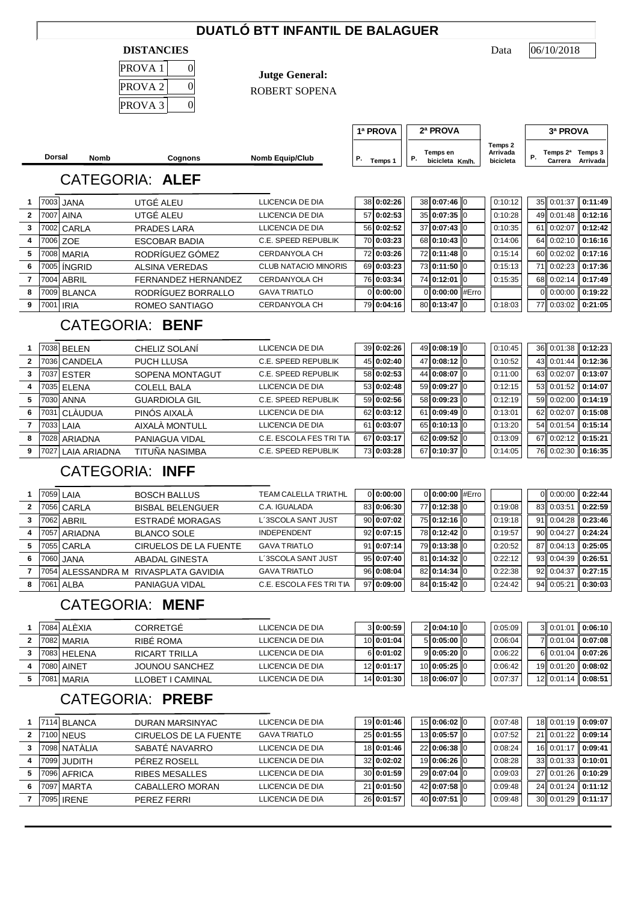# DUATLÓ BTT INFANTIL DE BALAGUER

**DISTANCIES**

| | |
|---|---|
| PROVA 1 | 0 |
| PROVA 2 | 0 |
| PROVA 3 | 0 |

**Jutge General:** ROBERT SOPENA

Data 06/10/2018

| | Dorsal | Nomb | Cognons | Nomb Equip/Club | 1ª PROVA P. | Temps 1 | 2ª PROVA P. | Temps en bicicleta | Km/h. | Temps 2 Arrivada bicicleta | 3ª PROVA P. | Temps 2ª Carrera | Temps 3 Arrivada |
|---|---|---|---|---|---|---|---|---|---|---|---|---|---|

## CATEGORIA: ALEF

| | Dorsal | Nomb | Cognons | Nomb Equip/Club | P. | Temps 1 | P. | Temps en bicicleta | Km/h. | Temps 2 Arrivada bicicleta | P. | Temps 2ª Carrera | Temps 3 Arrivada |
|---|---|---|---|---|---|---|---|---|---|---|---|---|---|
| 1 | 7003 | JANA | UTGÉ ALEU | LLICENCIA DE DIA | 38 | 0:02:26 | 38 | 0:07:46 | 0 | 0:10:12 | 35 | 0:01:37 | 0:11:49 |
| 2 | 7007 | AINA | UTGÉ ALEU | LLICENCIA DE DIA | 57 | 0:02:53 | 35 | 0:07:35 | 0 | 0:10:28 | 49 | 0:01:48 | 0:12:16 |
| 3 | 7002 | CARLA | PRADES LARA | LLICENCIA DE DIA | 56 | 0:02:52 | 37 | 0:07:43 | 0 | 0:10:35 | 61 | 0:02:07 | 0:12:42 |
| 4 | 7006 | ZOE | ESCOBAR BADIA | C.E. SPEED REPUBLIK | 70 | 0:03:23 | 68 | 0:10:43 | 0 | 0:14:06 | 64 | 0:02:10 | 0:16:16 |
| 5 | 7008 | MARIA | RODRÍGUEZ GÓMEZ | CERDANYOLA CH | 72 | 0:03:26 | 72 | 0:11:48 | 0 | 0:15:14 | 60 | 0:02:02 | 0:17:16 |
| 6 | 7005 | ÍNGRID | ALSINA VEREDAS | CLUB NATACIO MINORIS | 69 | 0:03:23 | 73 | 0:11:50 | 0 | 0:15:13 | 71 | 0:02:23 | 0:17:36 |
| 7 | 7004 | ABRIL | FERNANDEZ HERNANDEZ | CERDANYOLA CH | 76 | 0:03:34 | 74 | 0:12:01 | 0 | 0:15:35 | 68 | 0:02:14 | 0:17:49 |
| 8 | 7009 | BLANCA | RODRÍGUEZ BORRALLO | GAVA TRIATLO | 0 | 0:00:00 | 0 | 0:00:00 | #Erro | | 0 | 0:00:00 | 0:19:22 |
| 9 | 7001 | IRIA | ROMEO SANTIAGO | CERDANYOLA CH | 79 | 0:04:16 | 80 | 0:13:47 | 0 | 0:18:03 | 77 | 0:03:02 | 0:21:05 |

## CATEGORIA: BENF

| | Dorsal | Nomb | Cognons | Nomb Equip/Club | P. | Temps 1 | P. | Temps en bicicleta | Km/h. | Temps 2 Arrivada bicicleta | P. | Temps 2ª Carrera | Temps 3 Arrivada |
|---|---|---|---|---|---|---|---|---|---|---|---|---|---|
| 1 | 7038 | BELEN | CHELIZ SOLANÍ | LLICENCIA DE DIA | 39 | 0:02:26 | 49 | 0:08:19 | 0 | 0:10:45 | 36 | 0:01:38 | 0:12:23 |
| 2 | 7036 | CANDELA | PUCH LLUSA | C.E. SPEED REPUBLIK | 45 | 0:02:40 | 47 | 0:08:12 | 0 | 0:10:52 | 43 | 0:01:44 | 0:12:36 |
| 3 | 7037 | ESTER | SOPENA MONTAGUT | C.E. SPEED REPUBLIK | 58 | 0:02:53 | 44 | 0:08:07 | 0 | 0:11:00 | 63 | 0:02:07 | 0:13:07 |
| 4 | 7035 | ELENA | COLELL BALA | LLICENCIA DE DIA | 53 | 0:02:48 | 59 | 0:09:27 | 0 | 0:12:15 | 53 | 0:01:52 | 0:14:07 |
| 5 | 7030 | ANNA | GUARDIOLA GIL | C.E. SPEED REPUBLIK | 59 | 0:02:56 | 58 | 0:09:23 | 0 | 0:12:19 | 59 | 0:02:00 | 0:14:19 |
| 6 | 7031 | CLÀUDUA | PINÓS AIXALÀ | LLICENCIA DE DIA | 62 | 0:03:12 | 61 | 0:09:49 | 0 | 0:13:01 | 62 | 0:02:07 | 0:15:08 |
| 7 | 7033 | LAIA | AIXALÀ MONTULL | LLICENCIA DE DIA | 61 | 0:03:07 | 65 | 0:10:13 | 0 | 0:13:20 | 54 | 0:01:54 | 0:15:14 |
| 8 | 7028 | ARIADNA | PANIAGUA VIDAL | C.E. ESCOLA FES TRI TIA | 67 | 0:03:17 | 62 | 0:09:52 | 0 | 0:13:09 | 67 | 0:02:12 | 0:15:21 |
| 9 | 7027 | LAIA ARIADNA | TITUÑA NASIMBA | C.E. SPEED REPUBLIK | 73 | 0:03:28 | 67 | 0:10:37 | 0 | 0:14:05 | 76 | 0:02:30 | 0:16:35 |

## CATEGORIA: INFF

| | Dorsal | Nomb | Cognons | Nomb Equip/Club | P. | Temps 1 | P. | Temps en bicicleta | Km/h. | Temps 2 Arrivada bicicleta | P. | Temps 2ª Carrera | Temps 3 Arrivada |
|---|---|---|---|---|---|---|---|---|---|---|---|---|---|
| 1 | 7059 | LAIA | BOSCH BALLUS | TEAM CALELLA TRIATHL | 0 | 0:00:00 | 0 | 0:00:00 | #Erro | | 0 | 0:00:00 | 0:22:44 |
| 2 | 7056 | CARLA | BISBAL BELENGUER | C.A. IGUALADA | 83 | 0:06:30 | 77 | 0:12:38 | 0 | 0:19:08 | 83 | 0:03:51 | 0:22:59 |
| 3 | 7062 | ABRIL | ESTRADÉ MORAGAS | L´3SCOLA SANT JUST | 90 | 0:07:02 | 75 | 0:12:16 | 0 | 0:19:18 | 91 | 0:04:28 | 0:23:46 |
| 4 | 7057 | ARIADNA | BLANCO SOLE | INDEPENDENT | 92 | 0:07:15 | 78 | 0:12:42 | 0 | 0:19:57 | 90 | 0:04:27 | 0:24:24 |
| 5 | 7055 | CARLA | CIRUELOS DE LA FUENTE | GAVA TRIATLO | 91 | 0:07:14 | 79 | 0:13:38 | 0 | 0:20:52 | 87 | 0:04:13 | 0:25:05 |
| 6 | 7060 | JANA | ABADAL GINESTA | L´3SCOLA SANT JUST | 95 | 0:07:40 | 81 | 0:14:32 | 0 | 0:22:12 | 93 | 0:04:39 | 0:26:51 |
| 7 | 7054 | ALESSANDRA M | RIVASPLATA GAVIDIA | GAVA TRIATLO | 96 | 0:08:04 | 82 | 0:14:34 | 0 | 0:22:38 | 92 | 0:04:37 | 0:27:15 |
| 8 | 7061 | ALBA | PANIAGUA VIDAL | C.E. ESCOLA FES TRI TIA | 97 | 0:09:00 | 84 | 0:15:42 | 0 | 0:24:42 | 94 | 0:05:21 | 0:30:03 |

## CATEGORIA: MENF

| | Dorsal | Nomb | Cognons | Nomb Equip/Club | P. | Temps 1 | P. | Temps en bicicleta | Km/h. | Temps 2 Arrivada bicicleta | P. | Temps 2ª Carrera | Temps 3 Arrivada |
|---|---|---|---|---|---|---|---|---|---|---|---|---|---|
| 1 | 7084 | ALÈXIA | CORRETGÉ | LLICENCIA DE DIA | 3 | 0:00:59 | 2 | 0:04:10 | 0 | 0:05:09 | 3 | 0:01:01 | 0:06:10 |
| 2 | 7082 | MARIA | RIBÉ ROMA | LLICENCIA DE DIA | 10 | 0:01:04 | 5 | 0:05:00 | 0 | 0:06:04 | 7 | 0:01:04 | 0:07:08 |
| 3 | 7083 | HELENA | RICART TRILLA | LLICENCIA DE DIA | 6 | 0:01:02 | 9 | 0:05:20 | 0 | 0:06:22 | 6 | 0:01:04 | 0:07:26 |
| 4 | 7080 | AINET | JOUNOU SANCHEZ | LLICENCIA DE DIA | 12 | 0:01:17 | 10 | 0:05:25 | 0 | 0:06:42 | 19 | 0:01:20 | 0:08:02 |
| 5 | 7081 | MARIA | LLOBET I CAMINAL | LLICENCIA DE DIA | 14 | 0:01:30 | 18 | 0:06:07 | 0 | 0:07:37 | 12 | 0:01:14 | 0:08:51 |

## CATEGORIA: PREBF

| | Dorsal | Nomb | Cognons | Nomb Equip/Club | P. | Temps 1 | P. | Temps en bicicleta | Km/h. | Temps 2 Arrivada bicicleta | P. | Temps 2ª Carrera | Temps 3 Arrivada |
|---|---|---|---|---|---|---|---|---|---|---|---|---|---|
| 1 | 7114 | BLANCA | DURAN MARSINYAC | LLICENCIA DE DIA | 19 | 0:01:46 | 15 | 0:06:02 | 0 | 0:07:48 | 18 | 0:01:19 | 0:09:07 |
| 2 | 7100 | NEUS | CIRUELOS DE LA FUENTE | GAVA TRIATLO | 25 | 0:01:55 | 13 | 0:05:57 | 0 | 0:07:52 | 21 | 0:01:22 | 0:09:14 |
| 3 | 7098 | NATÀLIA | SABATÉ NAVARRO | LLICENCIA DE DIA | 18 | 0:01:46 | 22 | 0:06:38 | 0 | 0:08:24 | 16 | 0:01:17 | 0:09:41 |
| 4 | 7099 | JUDITH | PÉREZ ROSELL | LLICENCIA DE DIA | 32 | 0:02:02 | 19 | 0:06:26 | 0 | 0:08:28 | 33 | 0:01:33 | 0:10:01 |
| 5 | 7096 | AFRICA | RIBES MESALLES | LLICENCIA DE DIA | 30 | 0:01:59 | 29 | 0:07:04 | 0 | 0:09:03 | 27 | 0:01:26 | 0:10:29 |
| 6 | 7097 | MARTA | CABALLERO MORAN | LLICENCIA DE DIA | 21 | 0:01:50 | 42 | 0:07:58 | 0 | 0:09:48 | 24 | 0:01:24 | 0:11:12 |
| 7 | 7095 | IRENE | PEREZ FERRI | LLICENCIA DE DIA | 26 | 0:01:57 | 40 | 0:07:51 | 0 | 0:09:48 | 30 | 0:01:29 | 0:11:17 |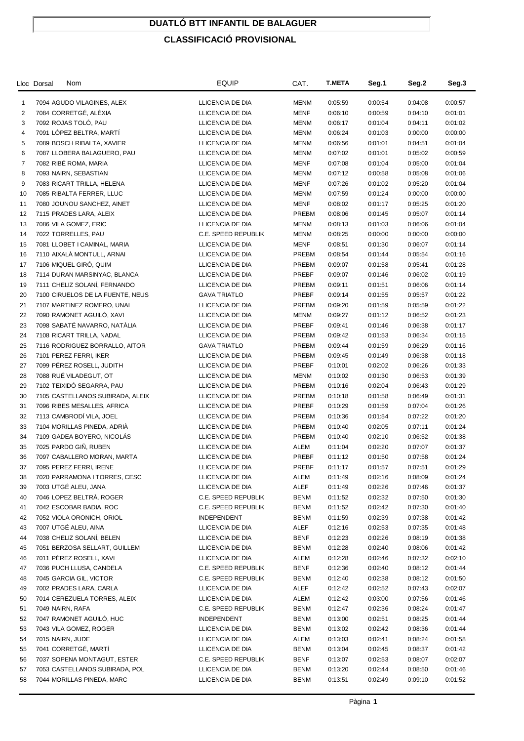# DUATLÓ BTT INFANTIL DE BALAGUER

## CLASSIFICACIÓ PROVISIONAL

| Lloc | Dorsal | Nom | EQUIP | CAT. | T.META | Seg.1 | Seg.2 | Seg.3 |
|---|---|---|---|---|---|---|---|---|
| 1 | 7094 | AGUDO VILAGINES, ALEX | LLICENCIA DE DIA | MENM | 0:05:59 | 0:00:54 | 0:04:08 | 0:00:57 |
| 2 | 7084 | CORRETGÉ, ALÈXIA | LLICENCIA DE DIA | MENF | 0:06:10 | 0:00:59 | 0:04:10 | 0:01:01 |
| 3 | 7092 | ROJAS TOLÓ, PAU | LLICENCIA DE DIA | MENM | 0:06:17 | 0:01:04 | 0:04:11 | 0:01:02 |
| 4 | 7091 | LÓPEZ BELTRA, MARTÍ | LLICENCIA DE DIA | MENM | 0:06:24 | 0:01:03 | 0:00:00 | 0:00:00 |
| 5 | 7089 | BOSCH RIBALTA, XAVIER | LLICENCIA DE DIA | MENM | 0:06:56 | 0:01:01 | 0:04:51 | 0:01:04 |
| 6 | 7087 | LLOBERA BALAGUERO, PAU | LLICENCIA DE DIA | MENM | 0:07:02 | 0:01:01 | 0:05:02 | 0:00:59 |
| 7 | 7082 | RIBÉ ROMA, MARIA | LLICENCIA DE DIA | MENF | 0:07:08 | 0:01:04 | 0:05:00 | 0:01:04 |
| 8 | 7093 | NAIRN, SEBASTIAN | LLICENCIA DE DIA | MENM | 0:07:12 | 0:00:58 | 0:05:08 | 0:01:06 |
| 9 | 7083 | RICART TRILLA, HELENA | LLICENCIA DE DIA | MENF | 0:07:26 | 0:01:02 | 0:05:20 | 0:01:04 |
| 10 | 7085 | RIBALTA FERRER, LLUC | LLICENCIA DE DIA | MENM | 0:07:59 | 0:01:24 | 0:00:00 | 0:00:00 |
| 11 | 7080 | JOUNOU SANCHEZ, AINET | LLICENCIA DE DIA | MENF | 0:08:02 | 0:01:17 | 0:05:25 | 0:01:20 |
| 12 | 7115 | PRADES LARA, ALEIX | LLICENCIA DE DIA | PREBM | 0:08:06 | 0:01:45 | 0:05:07 | 0:01:14 |
| 13 | 7086 | VILA GOMEZ, ERIC | LLICENCIA DE DIA | MENM | 0:08:13 | 0:01:03 | 0:06:06 | 0:01:04 |
| 14 | 7022 | TORRELLES, PAU | C.E. SPEED REPUBLIK | MENM | 0:08:25 | 0:00:00 | 0:00:00 | 0:00:00 |
| 15 | 7081 | LLOBET I CAMINAL, MARIA | LLICENCIA DE DIA | MENF | 0:08:51 | 0:01:30 | 0:06:07 | 0:01:14 |
| 16 | 7110 | AIXALÀ MONTULL, ARNAI | LLICENCIA DE DIA | PREBM | 0:08:54 | 0:01:44 | 0:05:54 | 0:01:16 |
| 17 | 7106 | MIQUEL GIRÓ, QUIM | LLICENCIA DE DIA | PREBM | 0:09:07 | 0:01:58 | 0:05:41 | 0:01:28 |
| 18 | 7114 | DURAN MARSINYAC, BLANCA | LLICENCIA DE DIA | PREBF | 0:09:07 | 0:01:46 | 0:06:02 | 0:01:19 |
| 19 | 7111 | CHELIZ SOLANÍ, FERNANDO | LLICENCIA DE DIA | PREBM | 0:09:11 | 0:01:51 | 0:06:06 | 0:01:14 |
| 20 | 7100 | CIRUELOS DE LA FUENTE, NEUS | GAVA TRIATLO | PREBF | 0:09:14 | 0:01:55 | 0:05:57 | 0:01:22 |
| 21 | 7107 | MARTINEZ ROMERO, UNAI | LLICENCIA DE DIA | PREBM | 0:09:20 | 0:01:59 | 0:05:59 | 0:01:22 |
| 22 | 7090 | RAMONET AGUILÓ, XAVI | LLICENCIA DE DIA | MENM | 0:09:27 | 0:01:12 | 0:06:52 | 0:01:23 |
| 23 | 7098 | SABATÉ NAVARRO, NATÀLIA | LLICENCIA DE DIA | PREBF | 0:09:41 | 0:01:46 | 0:06:38 | 0:01:17 |
| 24 | 7108 | RICART TRILLA, NADAL | LLICENCIA DE DIA | PREBM | 0:09:42 | 0:01:53 | 0:06:34 | 0:01:15 |
| 25 | 7116 | RODRIGUEZ BORRALLO, AITOR | GAVA TRIATLO | PREBM | 0:09:44 | 0:01:59 | 0:06:29 | 0:01:16 |
| 26 | 7101 | PEREZ FERRI, IKER | LLICENCIA DE DIA | PREBM | 0:09:45 | 0:01:49 | 0:06:38 | 0:01:18 |
| 27 | 7099 | PÉREZ ROSELL, JUDITH | LLICENCIA DE DIA | PREBF | 0:10:01 | 0:02:02 | 0:06:26 | 0:01:33 |
| 28 | 7088 | RUÉ VILADEGUT, OT | LLICENCIA DE DIA | MENM | 0:10:02 | 0:01:30 | 0:06:53 | 0:01:39 |
| 29 | 7102 | TEIXIDÓ SEGARRA, PAU | LLICENCIA DE DIA | PREBM | 0:10:16 | 0:02:04 | 0:06:43 | 0:01:29 |
| 30 | 7105 | CASTELLANOS SUBIRADA, ALEIX | LLICENCIA DE DIA | PREBM | 0:10:18 | 0:01:58 | 0:06:49 | 0:01:31 |
| 31 | 7096 | RIBES MESALLES, AFRICA | LLICENCIA DE DIA | PREBF | 0:10:29 | 0:01:59 | 0:07:04 | 0:01:26 |
| 32 | 7113 | CAMBRODÍ VILA, JOEL | LLICENCIA DE DIA | PREBM | 0:10:36 | 0:01:54 | 0:07:22 | 0:01:20 |
| 33 | 7104 | MORILLAS PINEDA, ADRIÀ | LLICENCIA DE DIA | PREBM | 0:10:40 | 0:02:05 | 0:07:11 | 0:01:24 |
| 34 | 7109 | GADEA BOYERO, NICOLÁS | LLICENCIA DE DIA | PREBM | 0:10:40 | 0:02:10 | 0:06:52 | 0:01:38 |
| 35 | 7025 | PARDO GIÑ, RUBEN | LLICENCIA DE DIA | ALEM | 0:11:04 | 0:02:20 | 0:07:07 | 0:01:37 |
| 36 | 7097 | CABALLERO MORAN, MARTA | LLICENCIA DE DIA | PREBF | 0:11:12 | 0:01:50 | 0:07:58 | 0:01:24 |
| 37 | 7095 | PEREZ FERRI, IRENE | LLICENCIA DE DIA | PREBF | 0:11:17 | 0:01:57 | 0:07:51 | 0:01:29 |
| 38 | 7020 | PARRAMONA I TORRES, CESC | LLICENCIA DE DIA | ALEM | 0:11:49 | 0:02:16 | 0:08:09 | 0:01:24 |
| 39 | 7003 | UTGÉ ALEU, JANA | LLICENCIA DE DIA | ALEF | 0:11:49 | 0:02:26 | 0:07:46 | 0:01:37 |
| 40 | 7046 | LOPEZ BELTRÀ, ROGER | C.E. SPEED REPUBLIK | BENM | 0:11:52 | 0:02:32 | 0:07:50 | 0:01:30 |
| 41 | 7042 | ESCOBAR BADIA, ROC | C.E. SPEED REPUBLIK | BENM | 0:11:52 | 0:02:42 | 0:07:30 | 0:01:40 |
| 42 | 7052 | VIOLA ORONICH, ORIOL | INDEPENDENT | BENM | 0:11:59 | 0:02:39 | 0:07:38 | 0:01:42 |
| 43 | 7007 | UTGÉ ALEU, AINA | LLICENCIA DE DIA | ALEF | 0:12:16 | 0:02:53 | 0:07:35 | 0:01:48 |
| 44 | 7038 | CHELIZ SOLANÍ, BELEN | LLICENCIA DE DIA | BENF | 0:12:23 | 0:02:26 | 0:08:19 | 0:01:38 |
| 45 | 7051 | BERZOSA SELLART, GUILLEM | LLICENCIA DE DIA | BENM | 0:12:28 | 0:02:40 | 0:08:06 | 0:01:42 |
| 46 | 7011 | PÉREZ ROSELL, XAVI | LLICENCIA DE DIA | ALEM | 0:12:28 | 0:02:46 | 0:07:32 | 0:02:10 |
| 47 | 7036 | PUCH LLUSA, CANDELA | C.E. SPEED REPUBLIK | BENF | 0:12:36 | 0:02:40 | 0:08:12 | 0:01:44 |
| 48 | 7045 | GARCIA GIL, VICTOR | C.E. SPEED REPUBLIK | BENM | 0:12:40 | 0:02:38 | 0:08:12 | 0:01:50 |
| 49 | 7002 | PRADES LARA, CARLA | LLICENCIA DE DIA | ALEF | 0:12:42 | 0:02:52 | 0:07:43 | 0:02:07 |
| 50 | 7014 | CEREZUELA TORRES, ALEIX | LLICENCIA DE DIA | ALEM | 0:12:42 | 0:03:00 | 0:07:56 | 0:01:46 |
| 51 | 7049 | NAIRN, RAFA | C.E. SPEED REPUBLIK | BENM | 0:12:47 | 0:02:36 | 0:08:24 | 0:01:47 |
| 52 | 7047 | RAMONET AGUILÓ, HUC | INDEPENDENT | BENM | 0:13:00 | 0:02:51 | 0:08:25 | 0:01:44 |
| 53 | 7043 | VILA GOMEZ, ROGER | LLICENCIA DE DIA | BENM | 0:13:02 | 0:02:42 | 0:08:36 | 0:01:44 |
| 54 | 7015 | NAIRN, JUDE | LLICENCIA DE DIA | ALEM | 0:13:03 | 0:02:41 | 0:08:24 | 0:01:58 |
| 55 | 7041 | CORRETGÉ, MARTÍ | LLICENCIA DE DIA | BENM | 0:13:04 | 0:02:45 | 0:08:37 | 0:01:42 |
| 56 | 7037 | SOPENA MONTAGUT, ESTER | C.E. SPEED REPUBLIK | BENF | 0:13:07 | 0:02:53 | 0:08:07 | 0:02:07 |
| 57 | 7053 | CASTELLANOS SUBIRADA, POL | LLICENCIA DE DIA | BENM | 0:13:20 | 0:02:44 | 0:08:50 | 0:01:46 |
| 58 | 7044 | MORILLAS PINEDA, MARC | LLICENCIA DE DIA | BENM | 0:13:51 | 0:02:49 | 0:09:10 | 0:01:52 |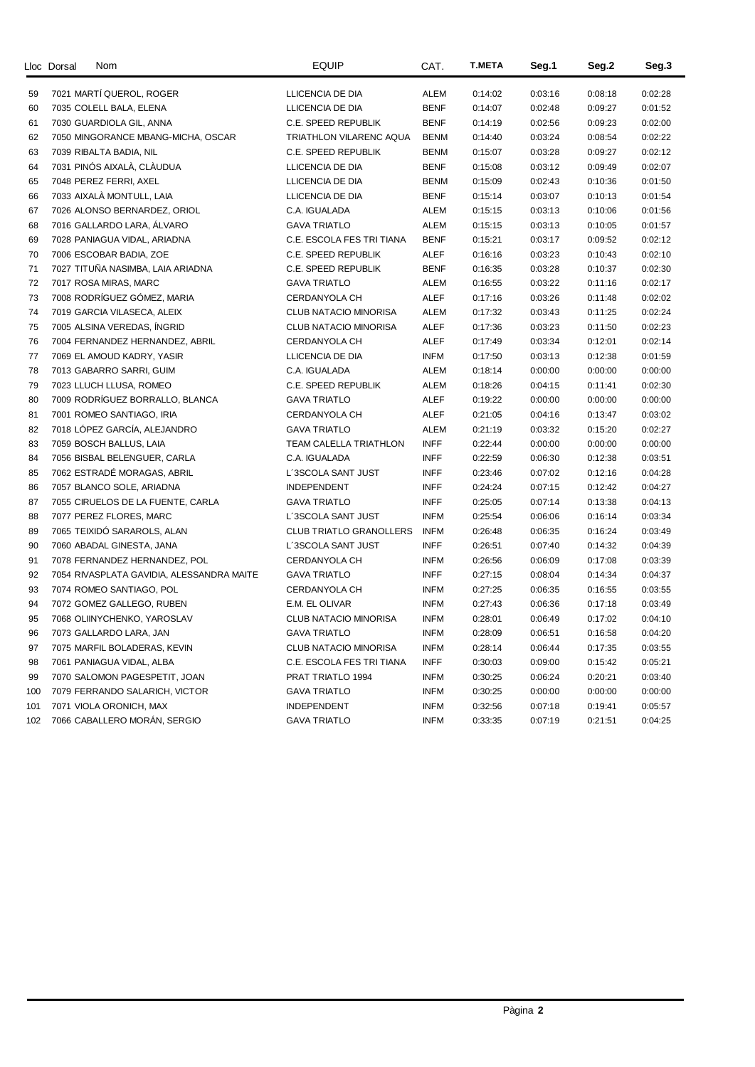| Lloc | Dorsal | Nom | EQUIP | CAT. | T.META | Seg.1 | Seg.2 | Seg.3 |
|---|---|---|---|---|---|---|---|---|
| 59 | 7021 | MARTÍ QUEROL, ROGER | LLICENCIA DE DIA | ALEM | 0:14:02 | 0:03:16 | 0:08:18 | 0:02:28 |
| 60 | 7035 | COLELL BALA, ELENA | LLICENCIA DE DIA | BENF | 0:14:07 | 0:02:48 | 0:09:27 | 0:01:52 |
| 61 | 7030 | GUARDIOLA GIL, ANNA | C.E. SPEED REPUBLIK | BENF | 0:14:19 | 0:02:56 | 0:09:23 | 0:02:00 |
| 62 | 7050 | MINGORANCE MBANG-MICHA, OSCAR | TRIATHLON VILARENC AQUA | BENM | 0:14:40 | 0:03:24 | 0:08:54 | 0:02:22 |
| 63 | 7039 | RIBALTA BADIA, NIL | C.E. SPEED REPUBLIK | BENM | 0:15:07 | 0:03:28 | 0:09:27 | 0:02:12 |
| 64 | 7031 | PINÓS AIXALÀ, CLÀUDIA | LLICENCIA DE DIA | BENF | 0:15:08 | 0:03:12 | 0:09:49 | 0:02:07 |
| 65 | 7048 | PEREZ FERRI, AXEL | LLICENCIA DE DIA | BENM | 0:15:09 | 0:02:43 | 0:10:36 | 0:01:50 |
| 66 | 7033 | AIXALÀ MONTULL, LAIA | LLICENCIA DE DIA | BENF | 0:15:14 | 0:03:07 | 0:10:13 | 0:01:54 |
| 67 | 7026 | ALONSO BERNARDEZ, ORIOL | C.A. IGUALADA | ALEM | 0:15:15 | 0:03:13 | 0:10:06 | 0:01:56 |
| 68 | 7016 | GALLARDO LARA, ÁLVARO | GAVA TRIATLO | ALEM | 0:15:15 | 0:03:13 | 0:10:05 | 0:01:57 |
| 69 | 7028 | PANIAGUA VIDAL, ARIADNA | C.E. ESCOLA FES TRI TIANA | BENF | 0:15:21 | 0:03:17 | 0:09:52 | 0:02:12 |
| 70 | 7006 | ESCOBAR BADIA, ZOE | C.E. SPEED REPUBLIK | ALEF | 0:16:16 | 0:03:23 | 0:10:43 | 0:02:10 |
| 71 | 7027 | TITUÑA NASIMBA, LAIA ARIADNA | C.E. SPEED REPUBLIK | BENF | 0:16:35 | 0:03:28 | 0:10:37 | 0:02:30 |
| 72 | 7017 | ROSA MIRAS, MARC | GAVA TRIATLO | ALEM | 0:16:55 | 0:03:22 | 0:11:16 | 0:02:17 |
| 73 | 7008 | RODRÍGUEZ GÓMEZ, MARIA | CERDANYOLA CH | ALEF | 0:17:16 | 0:03:26 | 0:11:48 | 0:02:02 |
| 74 | 7019 | GARCIA VILASECA, ALEIX | CLUB NATACIO MINORISA | ALEM | 0:17:32 | 0:03:43 | 0:11:25 | 0:02:24 |
| 75 | 7005 | ALSINA VEREDAS, ÍNGRID | CLUB NATACIO MINORISA | ALEF | 0:17:36 | 0:03:23 | 0:11:50 | 0:02:23 |
| 76 | 7004 | FERNANDEZ HERNANDEZ, ABRIL | CERDANYOLA CH | ALEF | 0:17:49 | 0:03:34 | 0:12:01 | 0:02:14 |
| 77 | 7069 | EL AMOUD KADRY, YASIR | LLICENCIA DE DIA | INFM | 0:17:50 | 0:03:13 | 0:12:38 | 0:01:59 |
| 78 | 7013 | GABARRO SARRI, GUIM | C.A. IGUALADA | ALEM | 0:18:14 | 0:00:00 | 0:00:00 | 0:00:00 |
| 79 | 7023 | LLUCH LLUSA, ROMEO | C.E. SPEED REPUBLIK | ALEM | 0:18:26 | 0:04:15 | 0:11:41 | 0:02:30 |
| 80 | 7009 | RODRÍGUEZ BORRALLO, BLANCA | GAVA TRIATLO | ALEF | 0:19:22 | 0:00:00 | 0:00:00 | 0:00:00 |
| 81 | 7001 | ROMEO SANTIAGO, IRIA | CERDANYOLA CH | ALEF | 0:21:05 | 0:04:16 | 0:13:47 | 0:03:02 |
| 82 | 7018 | LÓPEZ GARCÍA, ALEJANDRO | GAVA TRIATLO | ALEM | 0:21:19 | 0:03:32 | 0:15:20 | 0:02:27 |
| 83 | 7059 | BOSCH BALLUS, LAIA | TEAM CALELLA TRIATHLON | INFF | 0:22:44 | 0:00:00 | 0:00:00 | 0:00:00 |
| 84 | 7056 | BISBAL BELENGUER, CARLA | C.A. IGUALADA | INFF | 0:22:59 | 0:06:30 | 0:12:38 | 0:03:51 |
| 85 | 7062 | ESTRADÉ MORAGAS, ABRIL | L´3SCOLA SANT JUST | INFF | 0:23:46 | 0:07:02 | 0:12:16 | 0:04:28 |
| 86 | 7057 | BLANCO SOLE, ARIADNA | INDEPENDENT | INFF | 0:24:24 | 0:07:15 | 0:12:42 | 0:04:27 |
| 87 | 7055 | CIRUELOS DE LA FUENTE, CARLA | GAVA TRIATLO | INFF | 0:25:05 | 0:07:14 | 0:13:38 | 0:04:13 |
| 88 | 7077 | PEREZ FLORES, MARC | L´3SCOLA SANT JUST | INFM | 0:25:54 | 0:06:06 | 0:16:14 | 0:03:34 |
| 89 | 7065 | TEIXIDÓ SARAROLS, ALAN | CLUB TRIATLO GRANOLLERS | INFM | 0:26:48 | 0:06:35 | 0:16:24 | 0:03:49 |
| 90 | 7060 | ABADAL GINESTA, JANA | L´3SCOLA SANT JUST | INFF | 0:26:51 | 0:07:40 | 0:14:32 | 0:04:39 |
| 91 | 7078 | FERNANDEZ HERNANDEZ, POL | CERDANYOLA CH | INFM | 0:26:56 | 0:06:09 | 0:17:08 | 0:03:39 |
| 92 | 7054 | RIVASPLATA GAVIDIA, ALESSANDRA MAITE | GAVA TRIATLO | INFF | 0:27:15 | 0:08:04 | 0:14:34 | 0:04:37 |
| 93 | 7074 | ROMEO SANTIAGO, POL | CERDANYOLA CH | INFM | 0:27:25 | 0:06:35 | 0:16:55 | 0:03:55 |
| 94 | 7072 | GOMEZ GALLEGO, RUBEN | E.M. EL OLIVAR | INFM | 0:27:43 | 0:06:36 | 0:17:18 | 0:03:49 |
| 95 | 7068 | OLIINYCHENKO, YAROSLAV | CLUB NATACIO MINORISA | INFM | 0:28:01 | 0:06:49 | 0:17:02 | 0:04:10 |
| 96 | 7073 | GALLARDO LARA, JAN | GAVA TRIATLO | INFM | 0:28:09 | 0:06:51 | 0:16:58 | 0:04:20 |
| 97 | 7075 | MARFIL BOLADERAS, KEVIN | CLUB NATACIO MINORISA | INFM | 0:28:14 | 0:06:44 | 0:17:35 | 0:03:55 |
| 98 | 7061 | PANIAGUA VIDAL, ALBA | C.E. ESCOLA FES TRI TIANA | INFF | 0:30:03 | 0:09:00 | 0:15:42 | 0:05:21 |
| 99 | 7070 | SALOMON PAGESPETIT, JOAN | PRAT TRIATLO 1994 | INFM | 0:30:25 | 0:06:24 | 0:20:21 | 0:03:40 |
| 100 | 7079 | FERRANDO SALARICH, VICTOR | GAVA TRIATLO | INFM | 0:30:25 | 0:00:00 | 0:00:00 | 0:00:00 |
| 101 | 7071 | VIOLA ORONICH, MAX | INDEPENDENT | INFM | 0:32:56 | 0:07:18 | 0:19:41 | 0:05:57 |
| 102 | 7066 | CABALLERO MORÁN, SERGIO | GAVA TRIATLO | INFM | 0:33:35 | 0:07:19 | 0:21:51 | 0:04:25 |